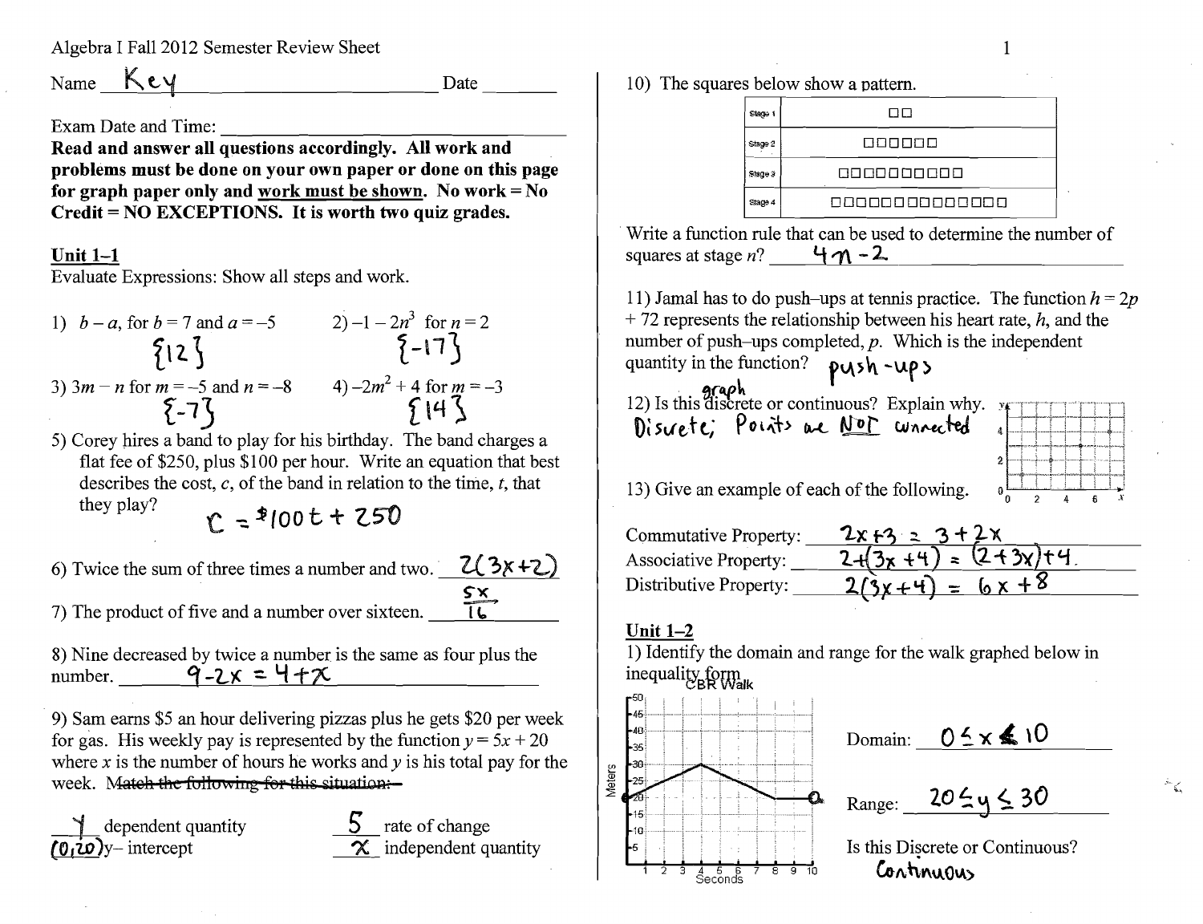Algebra I Fall 2012 Semester Review Sheet

Name Key Date ________

Exam Date and Time: ______________________

**Read and answer all questions accordingly. All work and problems must be done on your own paper or done on this page for graph paper only and work must be shown. No work = No Credit = NO EXCEPTIONS. It is worth two quiz grades.**

## Unit 1–1

Evaluate Expressions: Show all steps and work.

1) $b - a$, for $b = 7$ and $a = -5$ $\{12\}$

2) $-1 - 2n^3$ for $n = 2$ $\{-17\}$

3) $3m - n$ for $m = -5$ and $n = -8$ $\{-7\}$

4) $-2m^2 + 4$ for $m = -3$ $\{14\}$

5) Corey hires a band to play for his birthday. The band charges a flat fee of \$250, plus \$100 per hour. Write an equation that best describes the cost, $c$, of the band in relation to the time, $t$, that they play? $c = \$100t + 250$

6) Twice the sum of three times a number and two. $2(3x+2)$

7) The product of five and a number over sixteen. $\frac{5x}{16}$

8) Nine decreased by twice a number is the same as four plus the number. $9-2x = 4+x$

9) Sam earns \$5 an hour delivering pizzas plus he gets \$20 per week for gas. His weekly pay is represented by the function $y = 5x + 20$ where $x$ is the number of hours he works and $y$ is his total pay for the week. ~~Match the following for this situation:~~

$y$ dependent quantity

$(0,20)$ y– intercept

$5$ rate of change

$x$ independent quantity

10) The squares below show a pattern.

| Stage | Squares |
|---|---|
| Stage 1 | □□ |
| Stage 2 | □□□□□□ |
| Stage 3 | □□□□□□□□□□ |
| Stage 4 | □□□□□□□□□□□□□□ |

Write a function rule that can be used to determine the number of squares at stage $n$? $4n - 2$

11) Jamal has to do push–ups at tennis practice. The function $h = 2p + 72$ represents the relationship between his heart rate, $h$, and the number of push–ups completed, $p$. Which is the independent quantity in the function? push-ups

12) Is this graph discrete or continuous? Explain why.

Discrete; Points are NOT connected

13) Give an example of each of the following.

Commutative Property: $2x + 3 = 3 + 2x$

Associative Property: $2 + (3x + 4) = (2 + 3x) + 4$

Distributive Property: $2(3x + 4) = 6x + 8$

## Unit 1–2

1) Identify the domain and range for the walk graphed below in inequality form

CBR Walk

Domain: $0 \leq x \leq 10$

Range: $20 \leq y \leq 30$

Is this Discrete or Continuous?

Continuous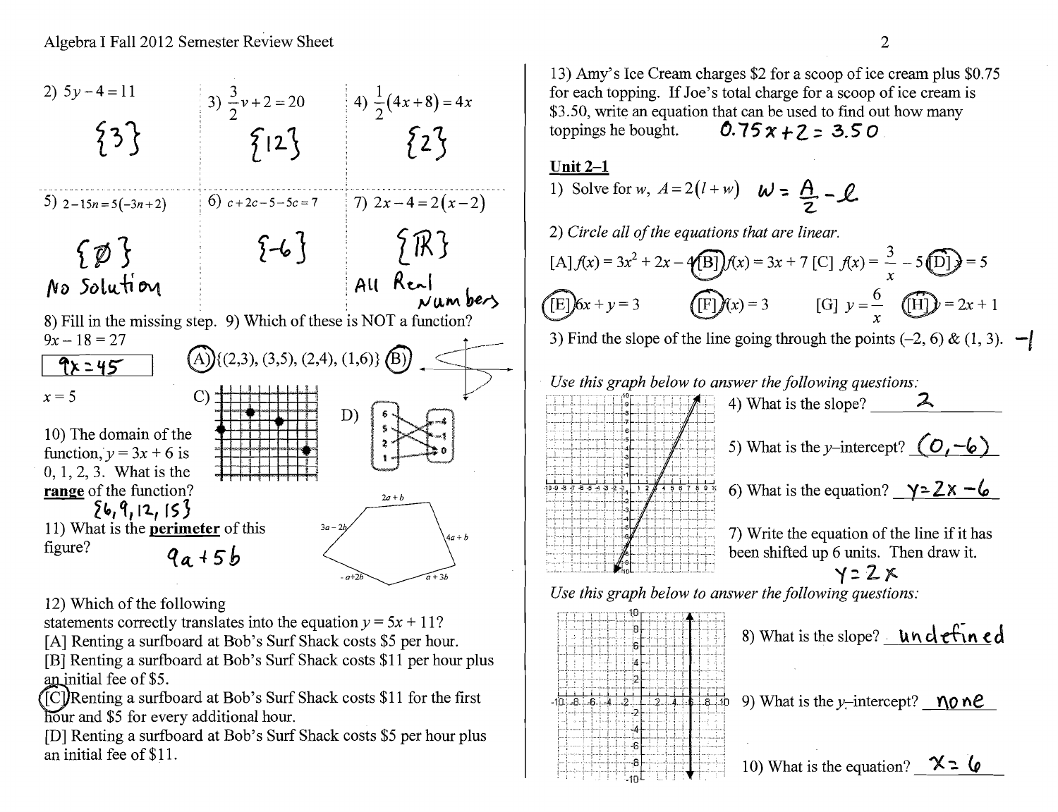# Algebra I Fall 2012 Semester Review Sheet

2) $5y - 4 = 11$

$\{3\}$

3) $\frac{3}{2}v + 2 = 20$

$\{12\}$

4) $\frac{1}{2}(4x + 8) = 4x$

$\{2\}$

5) $2 - 15n = 5(-3n + 2)$

$\{\varnothing\}$ No Solution

6) $c + 2c - 5 - 5c = 7$

$\{-6\}$

7) $2x - 4 = 2(x - 2)$

$\{\mathbb{R}\}$ All Real Numbers

8) Fill in the missing step.

$9x - 18 = 27$

$9x = 45$

$x = 5$

9) Which of these is NOT a function?

(A) $\{(2,3), (3,5), (2,4), (1,6)\}$ (B)

C)

D)

10) The domain of the function, $y = 3x + 6$ is 0, 1, 2, 3. What is the **range** of the function?

$\{6, 9, 12, 15\}$

11) What is the **perimeter** of this figure?

$2a + b$, $3a - 2b$, $4a + b$, $-a + 2b$, $a + 3b$

$9a + 5b$

12) Which of the following statements correctly translates into the equation $y = 5x + 11$?

[A] Renting a surfboard at Bob's Surf Shack costs \$5 per hour.

[B] Renting a surfboard at Bob's Surf Shack costs \$11 per hour plus an initial fee of \$5.

(C) Renting a surfboard at Bob's Surf Shack costs \$11 for the first hour and \$5 for every additional hour.

[D] Renting a surfboard at Bob's Surf Shack costs \$5 per hour plus an initial fee of \$11.

13) Amy's Ice Cream charges \$2 for a scoop of ice cream plus \$0.75 for each topping. If Joe's total charge for a scoop of ice cream is \$3.50, write an equation that can be used to find out how many toppings he bought. $0.75x + 2 = 3.50$

## Unit 2–1

1) Solve for $w$, $A = 2(l + w)$ $w = \frac{A}{2} - l$

2) *Circle all of the equations that are linear.*

[A] $f(x) = 3x^2 + 2x - 4$ (B) $f(x) = 3x + 7$ [C] $f(x) = \frac{3}{x} - 5$ (D) $y = 5$

(E) $6x + y = 3$ (F) $f(x) = 3$ [G] $y = \frac{6}{x}$ (H) $y = 2x + 1$

3) Find the slope of the line going through the points $(-2, 6)$ & $(1, 3)$. $-1$

*Use this graph below to answer the following questions:*

4) What is the slope? $2$

5) What is the $y$-intercept? $(0, -6)$

6) What is the equation? $y = 2x - 6$

7) Write the equation of the line if it has been shifted up 6 units. Then draw it.

$y = 2x$

*Use this graph below to answer the following questions:*

8) What is the slope? undefined

9) What is the $y$-intercept? none

10) What is the equation? $x = 6$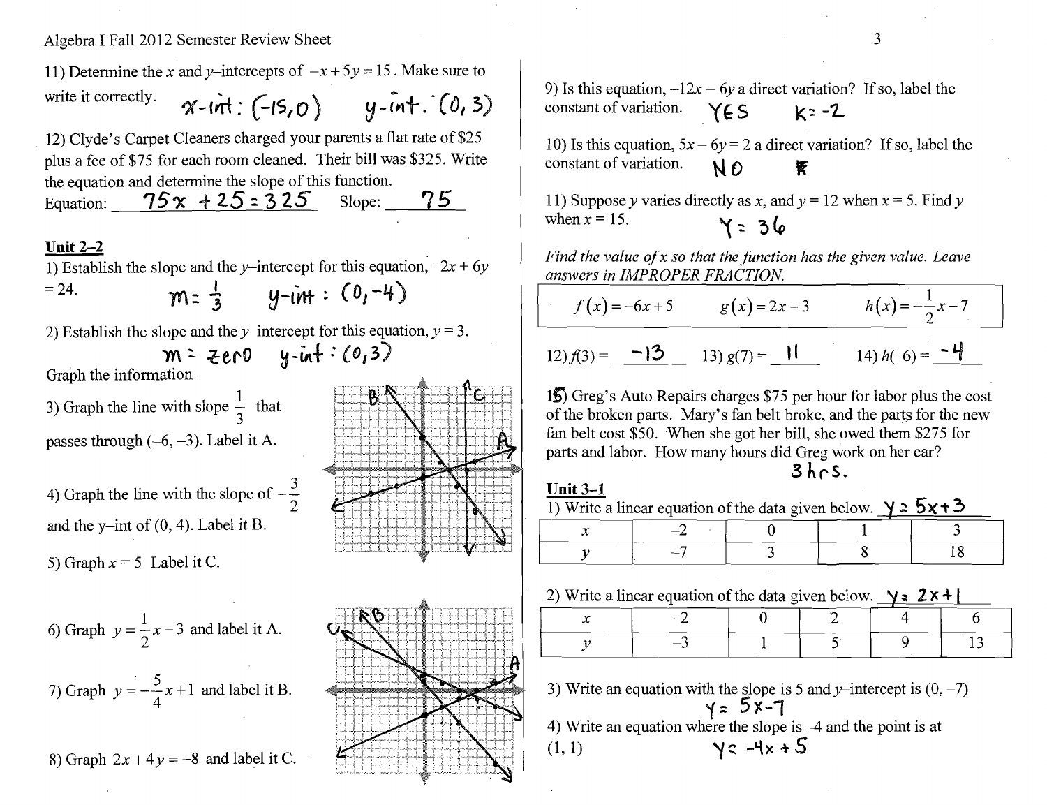Algebra I Fall 2012 Semester Review Sheet

11) Determine the $x$ and $y$–intercepts of $-x+5y=15$. Make sure to write it correctly. x-int: (-15, 0) y-int: (0, 3)

12) Clyde's Carpet Cleaners charged your parents a flat rate of \$25 plus a fee of \$75 for each room cleaned. Their bill was \$325. Write the equation and determine the slope of this function.

Equation: $75x + 25 = 325$ Slope: 75

## Unit 2–2

1) Establish the slope and the $y$–intercept for this equation, $-2x+6y=24$. $m = \frac{1}{3}$ y-int: (0, -4)

2) Establish the slope and the $y$–intercept for this equation, $y=3$. m = zero y-int: (0, 3)

Graph the information

3) Graph the line with slope $\frac{1}{3}$ that passes through (–6, –3). Label it A.

4) Graph the line with the slope of $-\frac{3}{2}$ and the y–int of (0, 4). Label it B.

5) Graph $x=5$ Label it C.

6) Graph $y=\frac{1}{2}x-3$ and label it A.

7) Graph $y=-\frac{5}{4}x+1$ and label it B.

8) Graph $2x+4y=-8$ and label it C.

9) Is this equation, $-12x=6y$ a direct variation? If so, label the constant of variation. YES K = -2

10) Is this equation, $5x-6y=2$ a direct variation? If so, label the constant of variation. NO

11) Suppose $y$ varies directly as $x$, and $y=12$ when $x=5$. Find $y$ when $x=15$. Y = 36

*Find the value of x so that the function has the given value. Leave answers in IMPROPER FRACTION.*

$f(x)=-6x+5$ $g(x)=2x-3$ $h(x)=-\frac{1}{2}x-7$

12) $f(3)=$ -13 13) $g(7)=$ 11 14) $h(-6)=$ -4

15) Greg's Auto Repairs charges \$75 per hour for labor plus the cost of the broken parts. Mary's fan belt broke, and the parts for the new fan belt cost \$50. When she got her bill, she owed them \$275 for parts and labor. How many hours did Greg work on her car? 3 hrs.

## Unit 3–1

1) Write a linear equation of the data given below. $y = 5x + 3$

| $x$ | –2 | 0 | 1 | 3 |
|---|---|---|---|---|
| $y$ | –7 | 3 | 8 | 18 |

2) Write a linear equation of the data given below. $y = 2x + 1$

| $x$ | –2 | 0 | 2 | 4 | 6 |
|---|---|---|---|---|---|
| $y$ | –3 | 1 | 5 | 9 | 13 |

3) Write an equation with the slope is 5 and $y$–intercept is (0, –7) $y = 5x - 7$

4) Write an equation where the slope is –4 and the point is at (1, 1) $y = -4x + 5$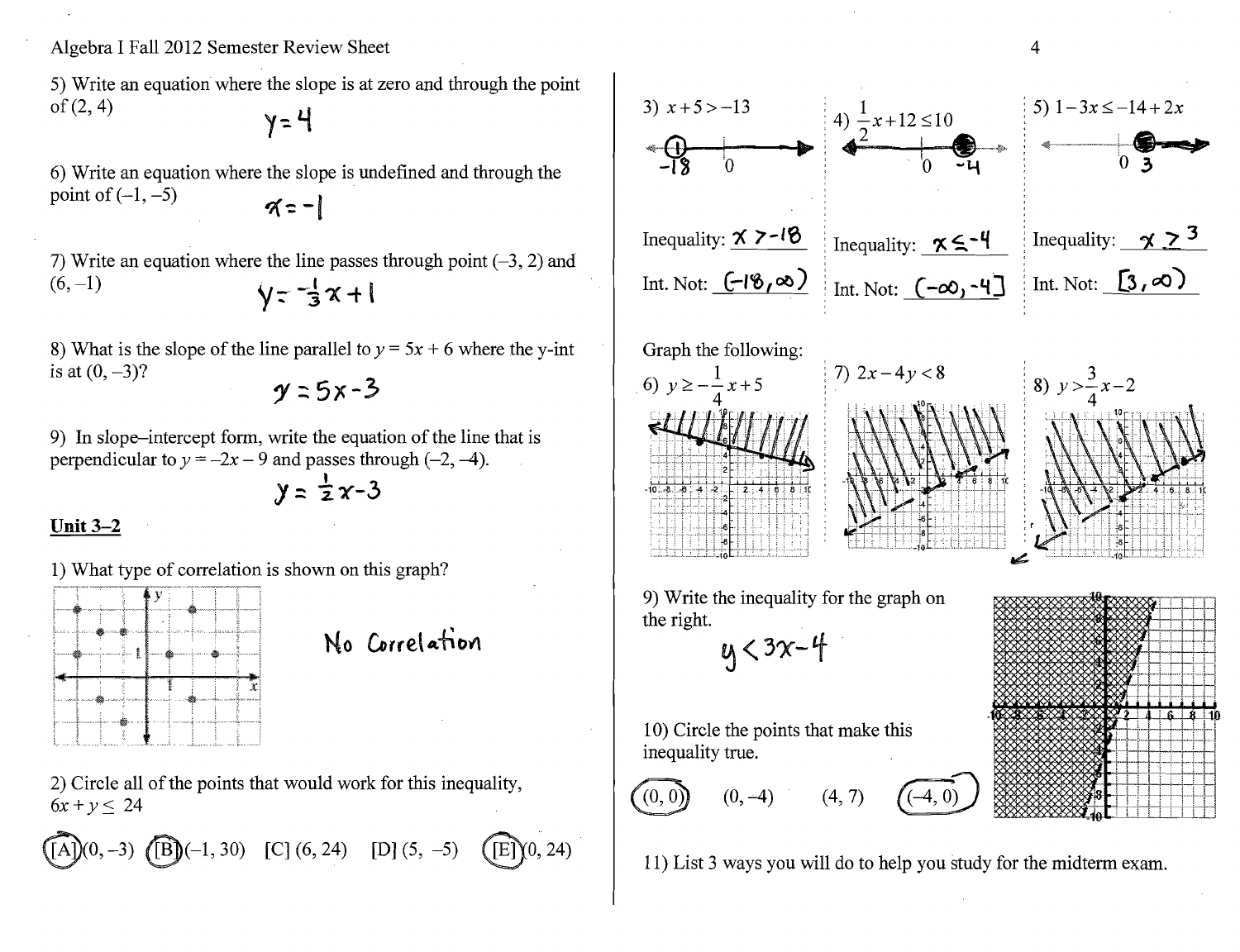5) Write an equation where the slope is at zero and through the point of (2, 4)

$y = 4$

6) Write an equation where the slope is undefined and through the point of (–1, –5)

$x = -1$

7) Write an equation where the line passes through point (–3, 2) and (6, –1)

$y = -\frac{1}{3}x + 1$

8) What is the slope of the line parallel to $y = 5x + 6$ where the y-int is at (0, –3)?

$y = 5x - 3$

9) In slope–intercept form, write the equation of the line that is perpendicular to $y = -2x - 9$ and passes through (–2, –4).

$y = \frac{1}{2}x - 3$

## Unit 3–2

1) What type of correlation is shown on this graph?

y

1

1

x

No Correlation

2) Circle all of the points that would work for this inequality, $6x + y \leq 24$

[A] (0, –3) [B] (–1, 30) [C] (6, 24) [D] (5, –5) [E] (0, 24)

3) $x + 5 > -13$

-18 0

Inequality: $x > -18$

Int. Not: $(-18, \infty)$

4) $\frac{1}{2}x + 12 \leq 10$

0 -4

Inequality: $x \leq -4$

Int. Not: $(-\infty, -4]$

5) $1 - 3x \leq -14 + 2x$

0 3

Inequality: $x \geq 3$

Int. Not: $[3, \infty)$

Graph the following:

6) $y \geq -\frac{1}{4}x + 5$

7) $2x - 4y < 8$

8) $y > \frac{3}{4}x - 2$

9) Write the inequality for the graph on the right.

$y < 3x - 4$

10) Circle the points that make this inequality true.

(0, 0) (0, –4) (4, 7) (–4, 0)

11) List 3 ways you will do to help you study for the midterm exam.